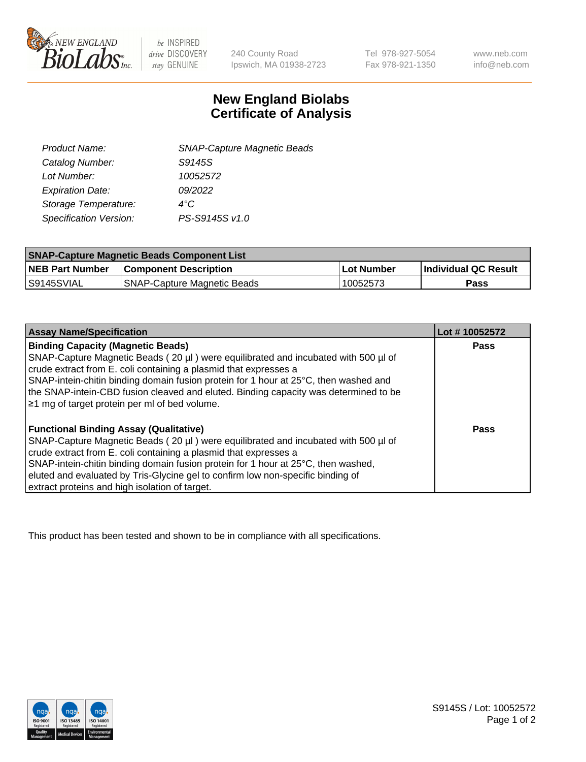# New England Biolabs Certificate of Analysis

| | |
|---|---|
| *Product Name:* | *SNAP-Capture Magnetic Beads* |
| *Catalog Number:* | *S9145S* |
| *Lot Number:* | *10052572* |
| *Expiration Date:* | *09/2022* |
| *Storage Temperature:* | *4°C* |
| *Specification Version:* | *PS-S9145S v1.0* |

| SNAP-Capture Magnetic Beads Component List | | | |
|---|---|---|---|
| **NEB Part Number** | **Component Description** | **Lot Number** | **Individual QC Result** |
| S9145SVIAL | SNAP-Capture Magnetic Beads | 10052573 | **Pass** |

| Assay Name/Specification | Lot # 10052572 |
|---|---|
| **Binding Capacity (Magnetic Beads)**<br>SNAP-Capture Magnetic Beads ( 20 µl ) were equilibrated and incubated with 500 µl of crude extract from E. coli containing a plasmid that expresses a SNAP-intein-chitin binding domain fusion protein for 1 hour at 25°C, then washed and the SNAP-intein-CBD fusion cleaved and eluted. Binding capacity was determined to be ≥1 mg of target protein per ml of bed volume. | **Pass** |
| **Functional Binding Assay (Qualitative)**<br>SNAP-Capture Magnetic Beads ( 20 µl ) were equilibrated and incubated with 500 µl of crude extract from E. coli containing a plasmid that expresses a SNAP-intein-chitin binding domain fusion protein for 1 hour at 25°C, then washed, eluted and evaluated by Tris-Glycine gel to confirm low non-specific binding of extract proteins and high isolation of target. | **Pass** |

This product has been tested and shown to be in compliance with all specifications.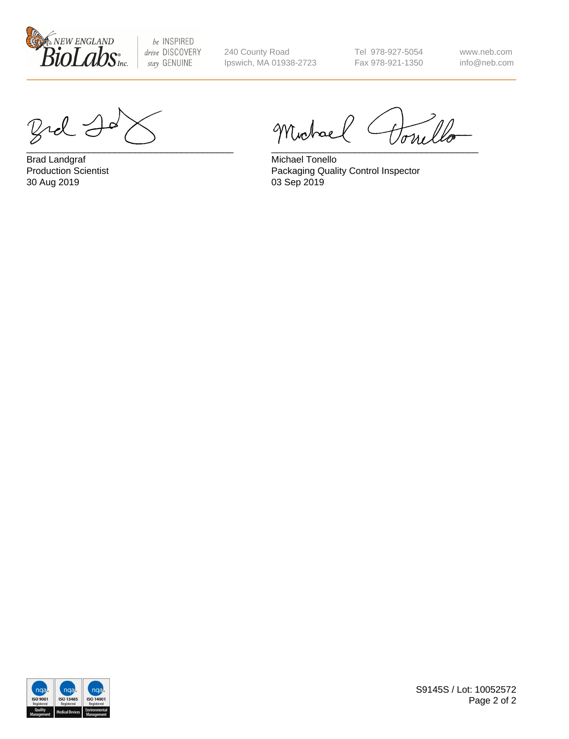240 County Road
Ipswich, MA 01938-2723

Tel 978-927-5054
Fax 978-921-1350

www.neb.com
info@neb.com

Brad Landgraf
Production Scientist
30 Aug 2019

Michael Tonello
Packaging Quality Control Inspector
03 Sep 2019

S9145S / Lot: 10052572